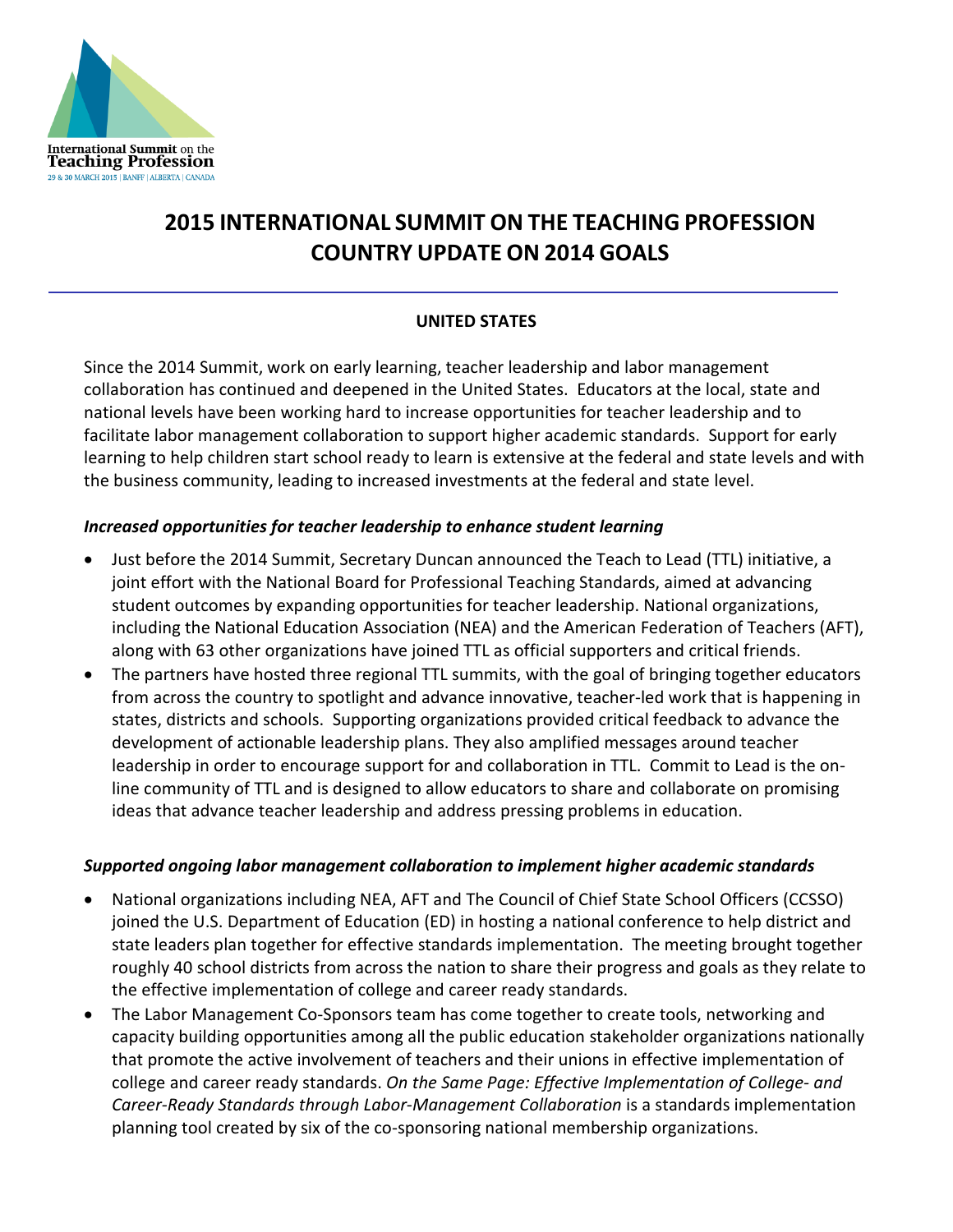International Summit on the Teaching Profession
29 & 30 MARCH 2015 | BANFF | ALBERTA | CANADA

# 2015 INTERNATIONAL SUMMIT ON THE TEACHING PROFESSION COUNTRY UPDATE ON 2014 GOALS

## UNITED STATES

Since the 2014 Summit, work on early learning, teacher leadership and labor management collaboration has continued and deepened in the United States. Educators at the local, state and national levels have been working hard to increase opportunities for teacher leadership and to facilitate labor management collaboration to support higher academic standards. Support for early learning to help children start school ready to learn is extensive at the federal and state levels and with the business community, leading to increased investments at the federal and state level.

### *Increased opportunities for teacher leadership to enhance student learning*

- Just before the 2014 Summit, Secretary Duncan announced the Teach to Lead (TTL) initiative, a joint effort with the National Board for Professional Teaching Standards, aimed at advancing student outcomes by expanding opportunities for teacher leadership. National organizations, including the National Education Association (NEA) and the American Federation of Teachers (AFT), along with 63 other organizations have joined TTL as official supporters and critical friends.
- The partners have hosted three regional TTL summits, with the goal of bringing together educators from across the country to spotlight and advance innovative, teacher-led work that is happening in states, districts and schools. Supporting organizations provided critical feedback to advance the development of actionable leadership plans. They also amplified messages around teacher leadership in order to encourage support for and collaboration in TTL. Commit to Lead is the on-line community of TTL and is designed to allow educators to share and collaborate on promising ideas that advance teacher leadership and address pressing problems in education.

### *Supported ongoing labor management collaboration to implement higher academic standards*

- National organizations including NEA, AFT and The Council of Chief State School Officers (CCSSO) joined the U.S. Department of Education (ED) in hosting a national conference to help district and state leaders plan together for effective standards implementation. The meeting brought together roughly 40 school districts from across the nation to share their progress and goals as they relate to the effective implementation of college and career ready standards.
- The Labor Management Co-Sponsors team has come together to create tools, networking and capacity building opportunities among all the public education stakeholder organizations nationally that promote the active involvement of teachers and their unions in effective implementation of college and career ready standards. *On the Same Page: Effective Implementation of College- and Career-Ready Standards through Labor-Management Collaboration* is a standards implementation planning tool created by six of the co-sponsoring national membership organizations.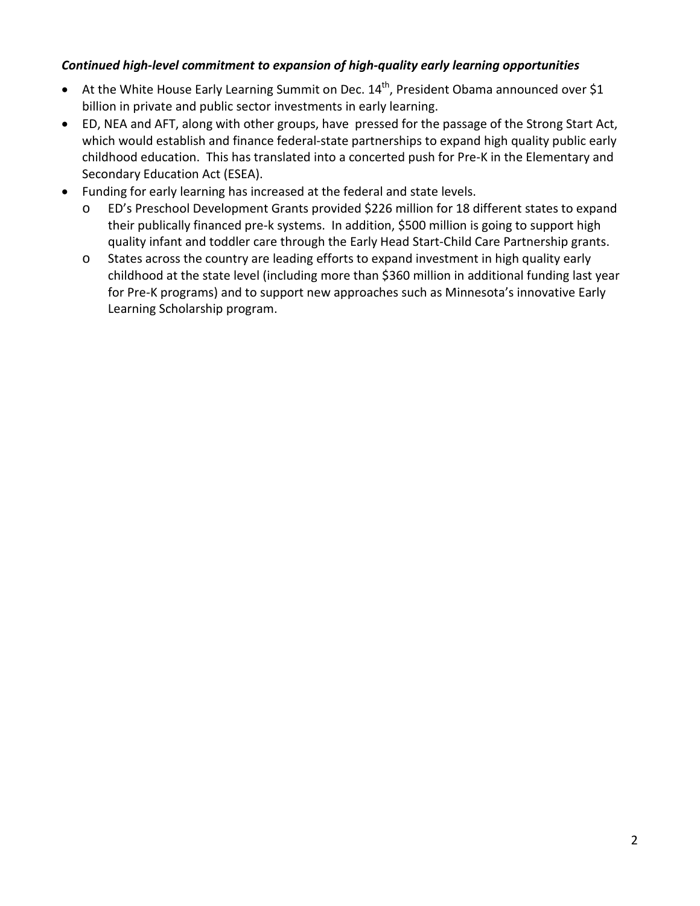***Continued high-level commitment to expansion of high-quality early learning opportunities***

- At the White House Early Learning Summit on Dec. 14th, President Obama announced over $1 billion in private and public sector investments in early learning.
- ED, NEA and AFT, along with other groups, have pressed for the passage of the Strong Start Act, which would establish and finance federal-state partnerships to expand high quality public early childhood education. This has translated into a concerted push for Pre-K in the Elementary and Secondary Education Act (ESEA).
- Funding for early learning has increased at the federal and state levels.
  - ED's Preschool Development Grants provided $226 million for 18 different states to expand their publically financed pre-k systems. In addition, $500 million is going to support high quality infant and toddler care through the Early Head Start-Child Care Partnership grants.
  - States across the country are leading efforts to expand investment in high quality early childhood at the state level (including more than $360 million in additional funding last year for Pre-K programs) and to support new approaches such as Minnesota's innovative Early Learning Scholarship program.